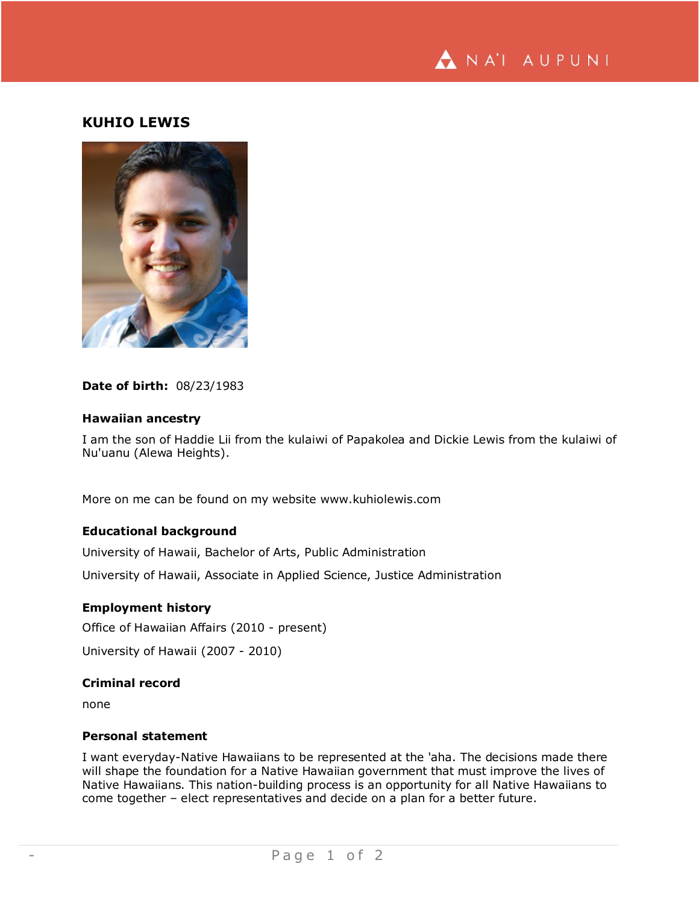# KUHIO LEWIS

**Date of birth:** 08/23/1983

### Hawaiian ancestry

I am the son of Haddie Lii from the kulaiwi of Papakolea and Dickie Lewis from the kulaiwi of Nu'uanu (Alewa Heights).

More on me can be found on my website www.kuhiolewis.com

### Educational background

University of Hawaii, Bachelor of Arts, Public Administration

University of Hawaii, Associate in Applied Science, Justice Administration

### Employment history

Office of Hawaiian Affairs (2010 - present)

University of Hawaii (2007 - 2010)

### Criminal record

none

### Personal statement

I want everyday-Native Hawaiians to be represented at the 'aha. The decisions made there will shape the foundation for a Native Hawaiian government that must improve the lives of Native Hawaiians. This nation-building process is an opportunity for all Native Hawaiians to come together – elect representatives and decide on a plan for a better future.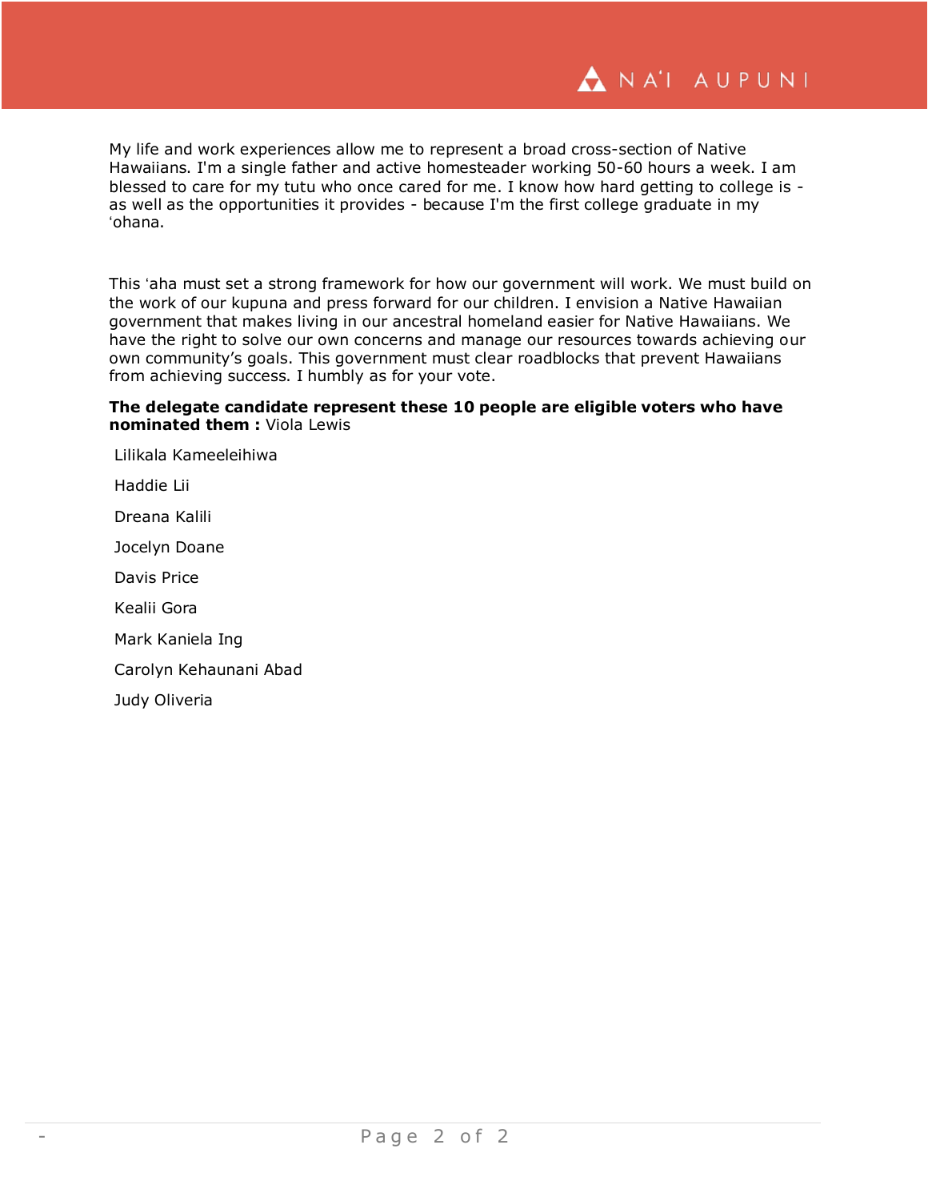My life and work experiences allow me to represent a broad cross-section of Native Hawaiians. I'm a single father and active homesteader working 50-60 hours a week. I am blessed to care for my tutu who once cared for me. I know how hard getting to college is - as well as the opportunities it provides - because I'm the first college graduate in my ʻohana.

This ʻaha must set a strong framework for how our government will work. We must build on the work of our kupuna and press forward for our children. I envision a Native Hawaiian government that makes living in our ancestral homeland easier for Native Hawaiians. We have the right to solve our own concerns and manage our resources towards achieving our own community's goals. This government must clear roadblocks that prevent Hawaiians from achieving success. I humbly as for your vote.

**The delegate candidate represent these 10 people are eligible voters who have nominated them :** Viola Lewis

Lilikala Kameeleihiwa

Haddie Lii

Dreana Kalili

Jocelyn Doane

Davis Price

Kealii Gora

Mark Kaniela Ing

Carolyn Kehaunani Abad

Judy Oliveria